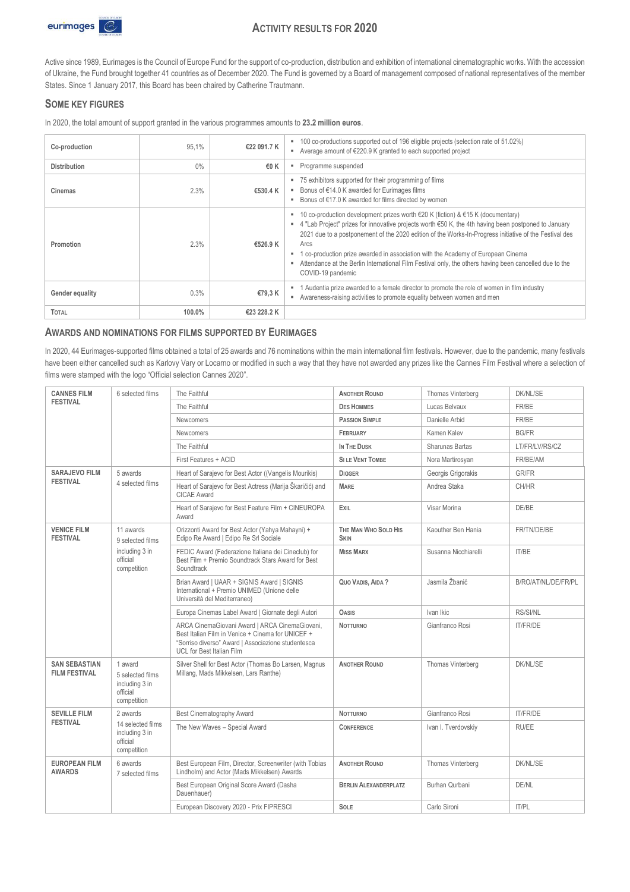# ACTIVITY RESULTS FOR 2020

Active since 1989, Eurimages is the Council of Europe Fund for the support of co-production, distribution and exhibition of international cinematographic works. With the accession of Ukraine, the Fund brought together 41 countries as of December 2020. The Fund is governed by a Board of management composed of national representatives of the member States. Since 1 January 2017, this Board has been chaired by Catherine Trautmann.

## SOME KEY FIGURES

In 2020, the total amount of support granted in the various programmes amounts to **23.2 million euros**.

| | | | |
|---|---|---|---|
| **Co-production** | 95,1% | **€22 091.7 K** | ▪ 100 co-productions supported out of 196 eligible projects (selection rate of 51.02%)<br>▪ Average amount of €220.9 K granted to each supported project |
| **Distribution** | 0% | **€0 K** | ▪ Programme suspended |
| **Cinemas** | 2.3% | **€530.4 K** | ▪ 75 exhibitors supported for their programming of films<br>▪ Bonus of €14.0 K awarded for Eurimages films<br>▪ Bonus of €17.0 K awarded for films directed by women |
| **Promotion** | 2.3% | **€526.9 K** | ▪ 10 co-production development prizes worth €20 K (fiction) & €15 K (documentary)<br>▪ 4 "Lab Project" prizes for innovative projects worth €50 K, the 4th having been postponed to January 2021 due to a postponement of the 2020 edition of the Works-In-Progress initiative of the Festival des Arcs<br>▪ 1 co-production prize awarded in association with the Academy of European Cinema<br>▪ Attendance at the Berlin International Film Festival only, the others having been cancelled due to the COVID-19 pandemic |
| **Gender equality** | 0.3% | **€79,3 K** | ▪ 1 Audentia prize awarded to a female director to promote the role of women in film industry<br>▪ Awareness-raising activities to promote equality between women and men |
| **TOTAL** | **100.0%** | **€23 228.2 K** | |

## AWARDS AND NOMINATIONS FOR FILMS SUPPORTED BY EURIMAGES

In 2020, 44 Eurimages-supported films obtained a total of 25 awards and 76 nominations within the main international film festivals. However, due to the pandemic, many festivals have been either cancelled such as Karlovy Vary or Locarno or modified in such a way that they have not awarded any prizes like the Cannes Film Festival where a selection of films were stamped with the logo "Official selection Cannes 2020".

| | | | | | |
|---|---|---|---|---|---|
| **CANNES FILM FESTIVAL** | 6 selected films | The Faithful | **ANOTHER ROUND** | Thomas Vinterberg | DK/NL/SE |
| | | The Faithful | **DES HOMMES** | Lucas Belvaux | FR/BE |
| | | Newcomers | **PASSION SIMPLE** | Danielle Arbid | FR/BE |
| | | Newcomers | **FEBRUARY** | Kamen Kalev | BG/FR |
| | | The Faithful | **IN THE DUSK** | Sharunas Bartas | LT/FR/LV/RS/CZ |
| | | First Features + ACID | **SI LE VENT TOMBE** | Nora Martirosyan | FR/BE/AM |
| **SARAJEVO FILM FESTIVAL** | 5 awards<br>4 selected films | Heart of Sarajevo for Best Actor ((Vangelis Mourikis) | **DIGGER** | Georgis Grigorakis | GR/FR |
| | | Heart of Sarajevo for Best Actress (Marija Škaričić) and CICAE Award | **MARE** | Andrea Staka | CH/HR |
| | | Heart of Sarajevo for Best Feature Film + CINEUROPA Award | **EXIL** | Visar Morina | DE/BE |
| **VENICE FILM FESTIVAL** | 11 awards<br>9 selected films including 3 in official competition | Orizzonti Award for Best Actor (Yahya Mahayni) + Edipo Re Award \| Edipo Re Srl Sociale | **THE MAN WHO SOLD HIS SKIN** | Kaouther Ben Hania | FR/TN/DE/BE |
| | | FEDIC Award (Federazione Italiana dei Cineclub) for Best Film + Premio Soundtrack Stars Award for Best Soundtrack | **MISS MARX** | Susanna Nicchiarelli | IT/BE |
| | | Brian Award \| UAAR + SIGNIS Award \| SIGNIS International + Premio UNIMED (Unione delle Università del Mediterraneo) | **QUO VADIS, AIDA ?** | Jasmila Žbanić | B/RO/AT/NL/DE/FR/PL |
| | | Europa Cinemas Label Award \| Giornate degli Autori | **OASIS** | Ivan Ikic | RS/SI/NL |
| | | ARCA CinemaGiovani Award \| ARCA CinemaGiovani, Best Italian Film in Venice + Cinema for UNICEF + "Sorriso diverso" Award \| Associazione studentesca UCL for Best Italian Film | **NOTTURNO** | Gianfranco Rosi | IT/FR/DE |
| **SAN SEBASTIAN FILM FESTIVAL** | 1 award<br>5 selected films including 3 in official competition | Silver Shell for Best Actor (Thomas Bo Larsen, Magnus Millang, Mads Mikkelsen, Lars Ranthe) | **ANOTHER ROUND** | Thomas Vinterberg | DK/NL/SE |
| **SEVILLE FILM FESTIVAL** | 2 awards<br>14 selected films including 3 in official competition | Best Cinematography Award | **NOTTURNO** | Gianfranco Rosi | IT/FR/DE |
| | | The New Waves – Special Award | **CONFERENCE** | Ivan I. Tverdovskiy | RU/EE |
| **EUROPEAN FILM AWARDS** | 6 awards<br>7 selected films | Best European Film, Director, Screenwriter (with Tobias Lindholm) and Actor (Mads Mikkelsen) Awards | **ANOTHER ROUND** | Thomas Vinterberg | DK/NL/SE |
| | | Best European Original Score Award (Dasha Dauenhauer) | **BERLIN ALEXANDERPLATZ** | Burhan Qurbani | DE/NL |
| | | European Discovery 2020 - Prix FIPRESCI | **SOLE** | Carlo Sironi | IT/PL |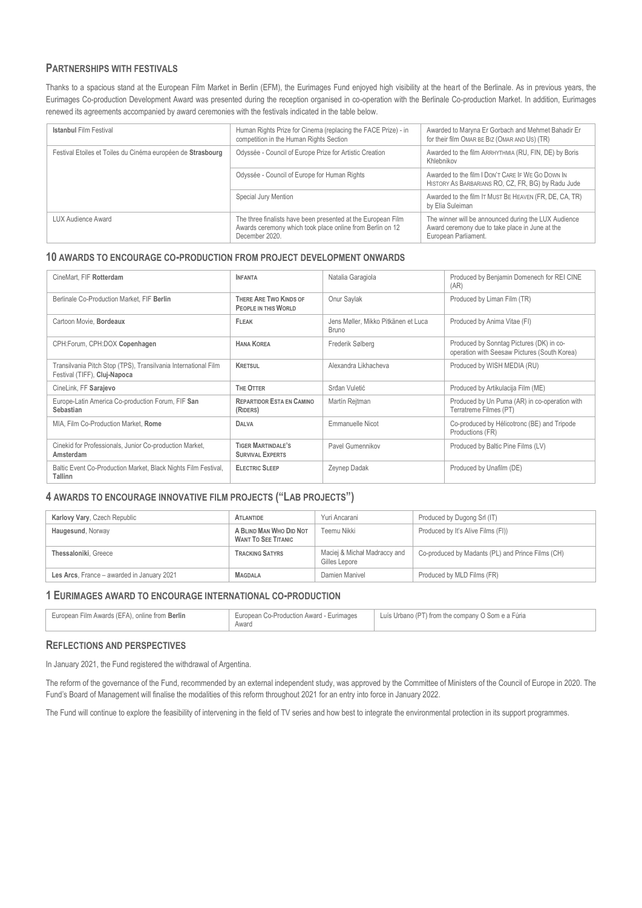## PARTNERSHIPS WITH FESTIVALS

Thanks to a spacious stand at the European Film Market in Berlin (EFM), the Eurimages Fund enjoyed high visibility at the heart of the Berlinale. As in previous years, the Eurimages Co-production Development Award was presented during the reception organised in co-operation with the Berlinale Co-production Market. In addition, Eurimages renewed its agreements accompanied by award ceremonies with the festivals indicated in the table below.

| | | |
|---|---|---|
| **Istanbul** Film Festival | Human Rights Prize for Cinema (replacing the FACE Prize) - in competition in the Human Rights Section | Awarded to Maryna Er Gorbach and Mehmet Bahadir Er for their film OMAR BE BIZ (OMAR AND US) (TR) |
| Festival Etoiles et Toiles du Cinéma européen de **Strasbourg** | Odyssée - Council of Europe Prize for Artistic Creation | Awarded to the film ARRHYTHMIA (RU, FIN, DE) by Boris Khlebnikov |
| | Odyssée - Council of Europe for Human Rights | Awarded to the film I DON'T CARE IF WE GO DOWN IN HISTORY AS BARBARIANS RO, CZ, FR, BG) by Radu Jude |
| | Special Jury Mention | Awarded to the film IT MUST BE HEAVEN (FR, DE, CA, TR) by Elia Suleiman |
| LUX Audience Award | The three finalists have been presented at the European Film Awards ceremony which took place online from Berlin on 12 December 2020. | The winner will be announced during the LUX Audience Award ceremony due to take place in June at the European Parliament. |

## 10 AWARDS TO ENCOURAGE CO-PRODUCTION FROM PROJECT DEVELOPMENT ONWARDS

| | | | |
|---|---|---|---|
| CineMart, FIF **Rotterdam** | **INFANTA** | Natalia Garagiola | Produced by Benjamin Domenech for REI CINE (AR) |
| Berlinale Co-Production Market, FIF **Berlin** | **THERE ARE TWO KINDS OF PEOPLE IN THIS WORLD** | Onur Saylak | Produced by Liman Film (TR) |
| Cartoon Movie, **Bordeaux** | **FLEAK** | Jens Møller, Mikko Pitkänen et Luca Bruno | Produced by Anima Vitae (FI) |
| CPH:Forum, CPH:DOX **Copenhagen** | **HANA KOREA** | Frederik Sølberg | Produced by Sonntag Pictures (DK) in co-operation with Seesaw Pictures (South Korea) |
| Transilvania Pitch Stop (TPS), Transilvania International Film Festival (TIFF), **Cluj-Napoca** | **KRETSUL** | Alexandra Likhacheva | Produced by WISH MEDIA (RU) |
| CineLink, FF **Sarajevo** | **THE OTTER** | Srđan Vuletić | Produced by Artikulacija Film (ME) |
| Europe-Latin America Co-production Forum, FIF **San Sebastian** | **REPARTIDOR ESTA EN CAMINO (RIDERS)** | Martín Rejtman | Produced by Un Puma (AR) in co-operation with Terratreme Filmes (PT) |
| MIA, Film Co-Production Market, **Rome** | **DALVA** | Emmanuelle Nicot | Co-produced by Hélicotronc (BE) and Tripode Productions (FR) |
| Cinekid for Professionals, Junior Co-production Market, **Amsterdam** | **TIGER MARTINDALE'S SURVIVAL EXPERTS** | Pavel Gumennikov | Produced by Baltic Pine Films (LV) |
| Baltic Event Co-Production Market, Black Nights Film Festival, **Tallinn** | **ELECTRIC SLEEP** | Zeynep Dadak | Produced by Unafilm (DE) |

## 4 AWARDS TO ENCOURAGE INNOVATIVE FILM PROJECTS ("LAB PROJECTS")

| | | | |
|---|---|---|---|
| **Karlovy Vary**, Czech Republic | **ATLANTIDE** | Yuri Ancarani | Produced by Dugong Srl (IT) |
| **Haugesund**, Norway | **A BLIND MAN WHO DID NOT WANT TO SEE TITANIC** | Teemu Nikki | Produced by It's Alive Films (FI)) |
| **Thessaloniki**, Greece | **TRACKING SATYRS** | Maciej & Michał Madraccy and Gilles Lepore | Co-produced by Madants (PL) and Prince Films (CH) |
| **Les Arcs**, France – awarded in January 2021 | **MAGDALA** | Damien Manivel | Produced by MLD Films (FR) |

## 1 EURIMAGES AWARD TO ENCOURAGE INTERNATIONAL CO-PRODUCTION

| | | |
|---|---|---|
| European Film Awards (EFA), online from **Berlin** | European Co-Production Award - Eurimages Award | Luís Urbano (PT) from the company O Som e a Fúria |

## REFLECTIONS AND PERSPECTIVES

In January 2021, the Fund registered the withdrawal of Argentina.

The reform of the governance of the Fund, recommended by an external independent study, was approved by the Committee of Ministers of the Council of Europe in 2020. The Fund's Board of Management will finalise the modalities of this reform throughout 2021 for an entry into force in January 2022.

The Fund will continue to explore the feasibility of intervening in the field of TV series and how best to integrate the environmental protection in its support programmes.